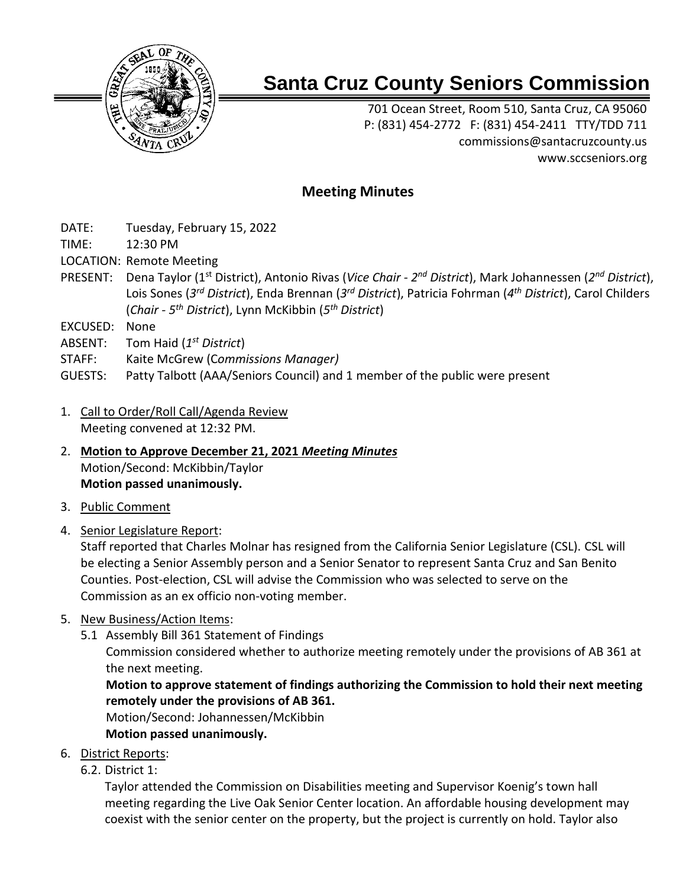# Santa Cruz County Seniors Commission

701 Ocean Street, Room 510, Santa Cruz, CA 95060
P: (831) 454-2772 F: (831) 454-2411 TTY/TDD 711
commissions@santacruzcounty.us
www.sccseniors.org

## Meeting Minutes

DATE: Tuesday, February 15, 2022
TIME: 12:30 PM
LOCATION: Remote Meeting
PRESENT: Dena Taylor (1st District), Antonio Rivas (*Vice Chair - 2nd District*), Mark Johannessen (*2nd District*), Lois Sones (*3rd District*), Enda Brennan (*3rd District*), Patricia Fohrman (*4th District*), Carol Childers (*Chair - 5th District*), Lynn McKibbin (*5th District*)
EXCUSED: None
ABSENT: Tom Haid (*1st District*)
STAFF: Kaite McGrew (*Commissions Manager)*
GUESTS: Patty Talbott (AAA/Seniors Council) and 1 member of the public were present

1. Call to Order/Roll Call/Agenda Review
   Meeting convened at 12:32 PM.
2. **Motion to Approve December 21, 2021 *Meeting Minutes***
   Motion/Second: McKibbin/Taylor
   **Motion passed unanimously.**
3. Public Comment
4. Senior Legislature Report:
   Staff reported that Charles Molnar has resigned from the California Senior Legislature (CSL). CSL will be electing a Senior Assembly person and a Senior Senator to represent Santa Cruz and San Benito Counties. Post-election, CSL will advise the Commission who was selected to serve on the Commission as an ex officio non-voting member.
5. New Business/Action Items:
   5.1 Assembly Bill 361 Statement of Findings
   Commission considered whether to authorize meeting remotely under the provisions of AB 361 at the next meeting.
   **Motion to approve statement of findings authorizing the Commission to hold their next meeting remotely under the provisions of AB 361.**
   Motion/Second: Johannessen/McKibbin
   **Motion passed unanimously.**
6. District Reports:
   6.2. District 1:
   Taylor attended the Commission on Disabilities meeting and Supervisor Koenig's town hall meeting regarding the Live Oak Senior Center location. An affordable housing development may coexist with the senior center on the property, but the project is currently on hold. Taylor also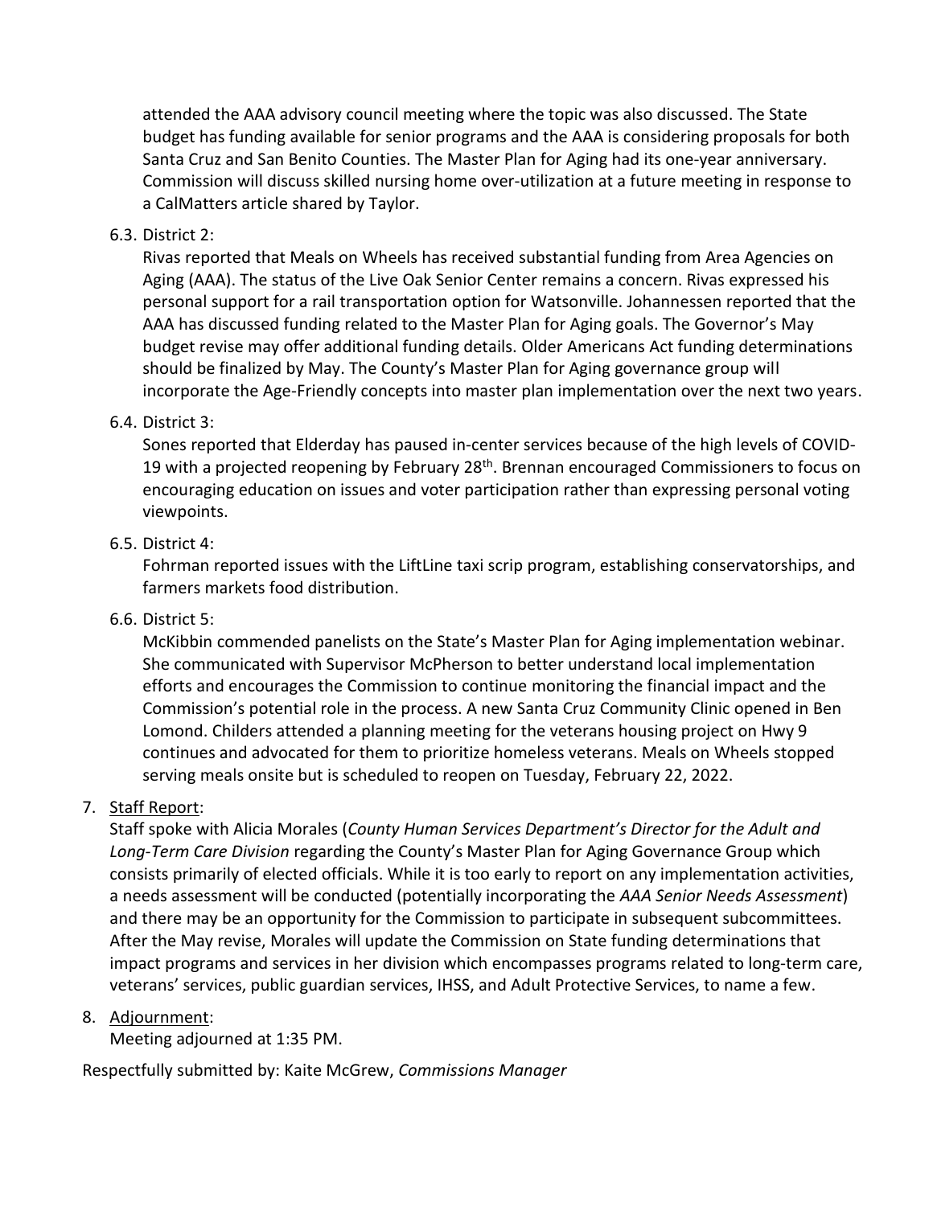attended the AAA advisory council meeting where the topic was also discussed. The State budget has funding available for senior programs and the AAA is considering proposals for both Santa Cruz and San Benito Counties. The Master Plan for Aging had its one-year anniversary. Commission will discuss skilled nursing home over-utilization at a future meeting in response to a CalMatters article shared by Taylor.

6.3. District 2:

Rivas reported that Meals on Wheels has received substantial funding from Area Agencies on Aging (AAA). The status of the Live Oak Senior Center remains a concern. Rivas expressed his personal support for a rail transportation option for Watsonville. Johannessen reported that the AAA has discussed funding related to the Master Plan for Aging goals. The Governor's May budget revise may offer additional funding details. Older Americans Act funding determinations should be finalized by May. The County's Master Plan for Aging governance group will incorporate the Age-Friendly concepts into master plan implementation over the next two years.

6.4. District 3:

Sones reported that Elderday has paused in-center services because of the high levels of COVID-19 with a projected reopening by February 28th. Brennan encouraged Commissioners to focus on encouraging education on issues and voter participation rather than expressing personal voting viewpoints.

6.5. District 4:

Fohrman reported issues with the LiftLine taxi scrip program, establishing conservatorships, and farmers markets food distribution.

6.6. District 5:

McKibbin commended panelists on the State's Master Plan for Aging implementation webinar. She communicated with Supervisor McPherson to better understand local implementation efforts and encourages the Commission to continue monitoring the financial impact and the Commission's potential role in the process. A new Santa Cruz Community Clinic opened in Ben Lomond. Childers attended a planning meeting for the veterans housing project on Hwy 9 continues and advocated for them to prioritize homeless veterans. Meals on Wheels stopped serving meals onsite but is scheduled to reopen on Tuesday, February 22, 2022.

7. Staff Report:

Staff spoke with Alicia Morales (*County Human Services Department's Director for the Adult and Long-Term Care Division* regarding the County's Master Plan for Aging Governance Group which consists primarily of elected officials. While it is too early to report on any implementation activities, a needs assessment will be conducted (potentially incorporating the *AAA Senior Needs Assessment*) and there may be an opportunity for the Commission to participate in subsequent subcommittees. After the May revise, Morales will update the Commission on State funding determinations that impact programs and services in her division which encompasses programs related to long-term care, veterans' services, public guardian services, IHSS, and Adult Protective Services, to name a few.

8. Adjournment:

Meeting adjourned at 1:35 PM.

Respectfully submitted by: Kaite McGrew, *Commissions Manager*